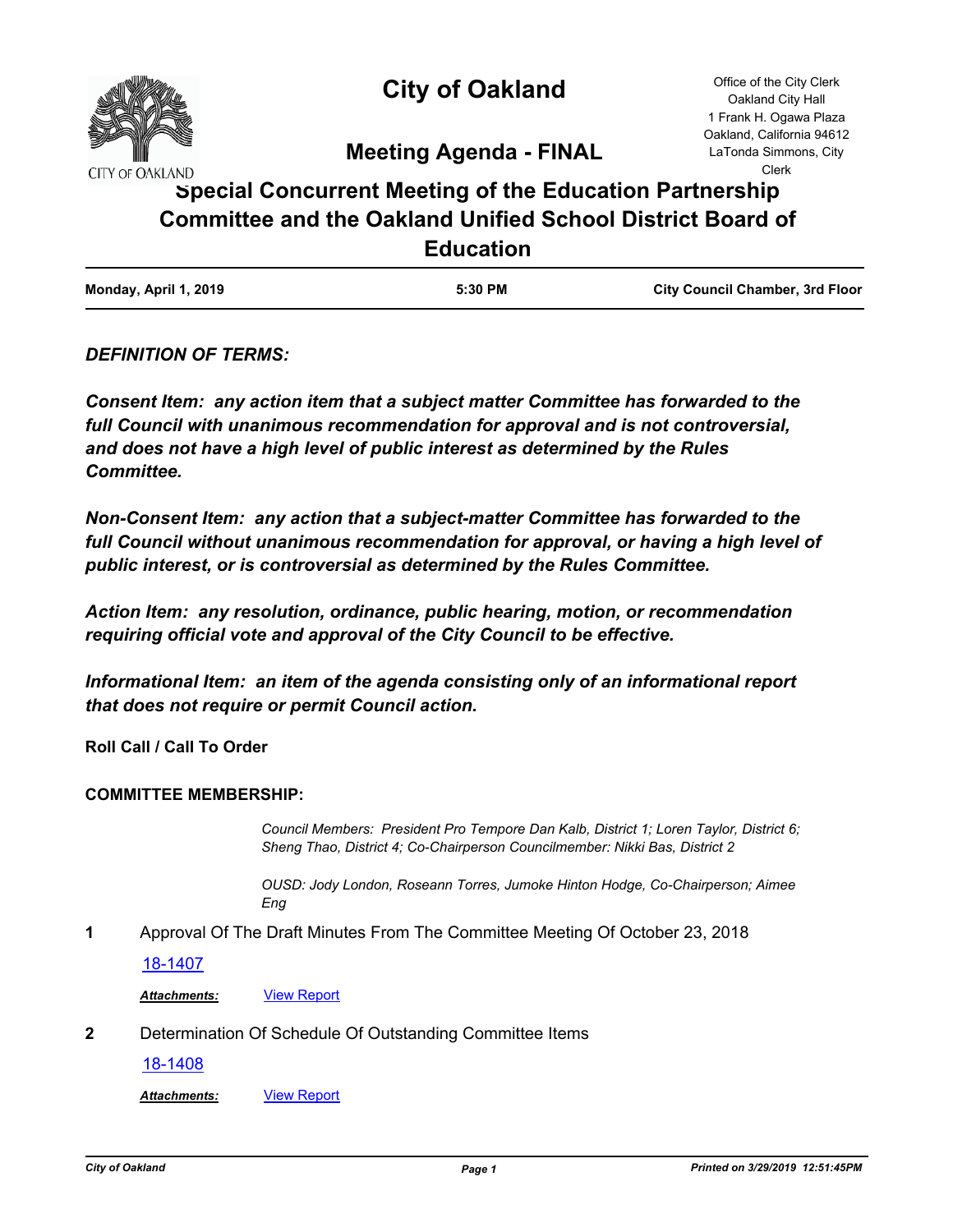# City of Oakland

## Meeting Agenda - FINAL

Office of the City Clerk
Oakland City Hall
1 Frank H. Ogawa Plaza
Oakland, California 94612
LaTonda Simmons, City Clerk

# Special Concurrent Meeting of the Education Partnership Committee and the Oakland Unified School District Board of Education

**Monday, April 1, 2019** | **5:30 PM** | **City Council Chamber, 3rd Floor**

***DEFINITION OF TERMS:***

***Consent Item: any action item that a subject matter Committee has forwarded to the full Council with unanimous recommendation for approval and is not controversial, and does not have a high level of public interest as determined by the Rules Committee.***

***Non-Consent Item: any action that a subject-matter Committee has forwarded to the full Council without unanimous recommendation for approval, or having a high level of public interest, or is controversial as determined by the Rules Committee.***

***Action Item: any resolution, ordinance, public hearing, motion, or recommendation requiring official vote and approval of the City Council to be effective.***

***Informational Item: an item of the agenda consisting only of an informational report that does not require or permit Council action.***

**Roll Call / Call To Order**

**COMMITTEE MEMBERSHIP:**

*Council Members: President Pro Tempore Dan Kalb, District 1; Loren Taylor, District 6; Sheng Thao, District 4; Co-Chairperson Councilmember: Nikki Bas, District 2*

*OUSD: Jody London, Roseann Torres, Jumoke Hinton Hodge, Co-Chairperson; Aimee Eng*

**1** Approval Of The Draft Minutes From The Committee Meeting Of October 23, 2018

18-1407

***Attachments:*** View Report

**2** Determination Of Schedule Of Outstanding Committee Items

18-1408

***Attachments:*** View Report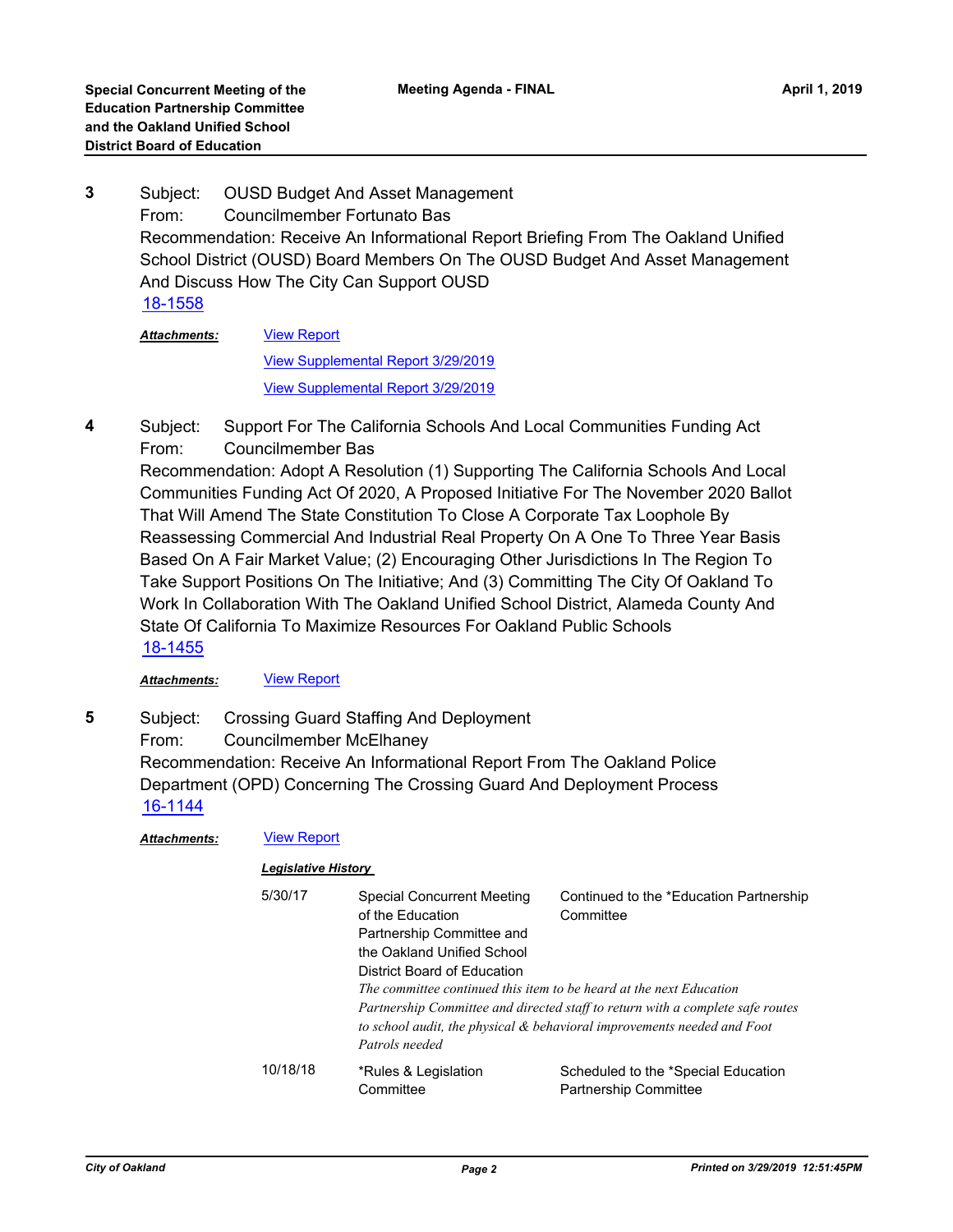**3** Subject: OUSD Budget And Asset Management
From: Councilmember Fortunato Bas
Recommendation: Receive An Informational Report Briefing From The Oakland Unified School District (OUSD) Board Members On The OUSD Budget And Asset Management And Discuss How The City Can Support OUSD
18-1558

***Attachments:*** View Report
View Supplemental Report 3/29/2019
View Supplemental Report 3/29/2019

**4** Subject: Support For The California Schools And Local Communities Funding Act
From: Councilmember Bas
Recommendation: Adopt A Resolution (1) Supporting The California Schools And Local Communities Funding Act Of 2020, A Proposed Initiative For The November 2020 Ballot That Will Amend The State Constitution To Close A Corporate Tax Loophole By Reassessing Commercial And Industrial Real Property On A One To Three Year Basis Based On A Fair Market Value; (2) Encouraging Other Jurisdictions In The Region To Take Support Positions On The Initiative; And (3) Committing The City Of Oakland To Work In Collaboration With The Oakland Unified School District, Alameda County And State Of California To Maximize Resources For Oakland Public Schools
18-1455

***Attachments:*** View Report

**5** Subject: Crossing Guard Staffing And Deployment
From: Councilmember McElhaney
Recommendation: Receive An Informational Report From The Oakland Police Department (OPD) Concerning The Crossing Guard And Deployment Process
16-1144

***Attachments:*** View Report

***Legislative History***

| | | |
|---|---|---|
| 5/30/17 | Special Concurrent Meeting of the Education Partnership Committee and the Oakland Unified School District Board of Education | Continued to the *Education Partnership Committee |
| | *The committee continued this item to be heard at the next Education Partnership Committee and directed staff to return with a complete safe routes to school audit, the physical & behavioral improvements needed and Foot Patrols needed* | |
| 10/18/18 | *Rules & Legislation Committee | Scheduled to the *Special Education Partnership Committee |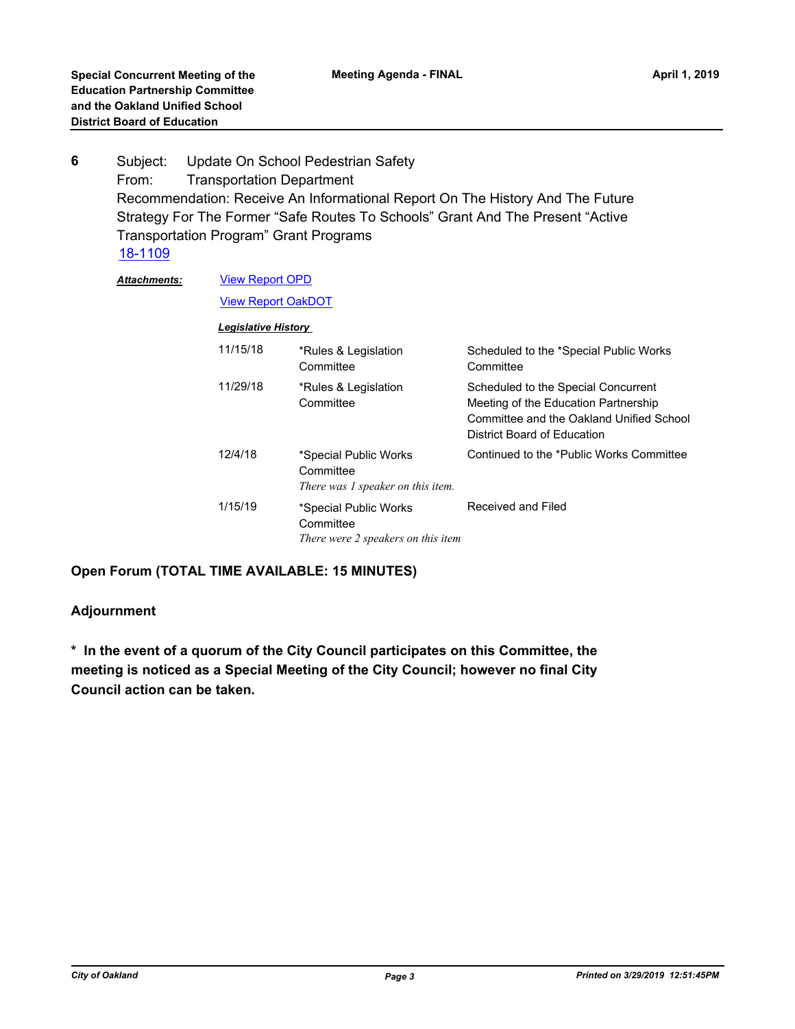**6** Subject: Update On School Pedestrian Safety
From: Transportation Department
Recommendation: Receive An Informational Report On The History And The Future Strategy For The Former "Safe Routes To Schools" Grant And The Present "Active Transportation Program" Grant Programs
18-1109

***Attachments:*** View Report OPD
View Report OakDOT

***Legislative History***

| | | |
|---|---|---|
| 11/15/18 | *Rules & Legislation Committee | Scheduled to the *Special Public Works Committee |
| 11/29/18 | *Rules & Legislation Committee | Scheduled to the Special Concurrent Meeting of the Education Partnership Committee and the Oakland Unified School District Board of Education |
| 12/4/18 | *Special Public Works Committee *There was 1 speaker on this item.* | Continued to the *Public Works Committee |
| 1/15/19 | *Special Public Works Committee *There were 2 speakers on this item* | Received and Filed |

**Open Forum (TOTAL TIME AVAILABLE: 15 MINUTES)**

**Adjournment**

**\* In the event of a quorum of the City Council participates on this Committee, the meeting is noticed as a Special Meeting of the City Council; however no final City Council action can be taken.**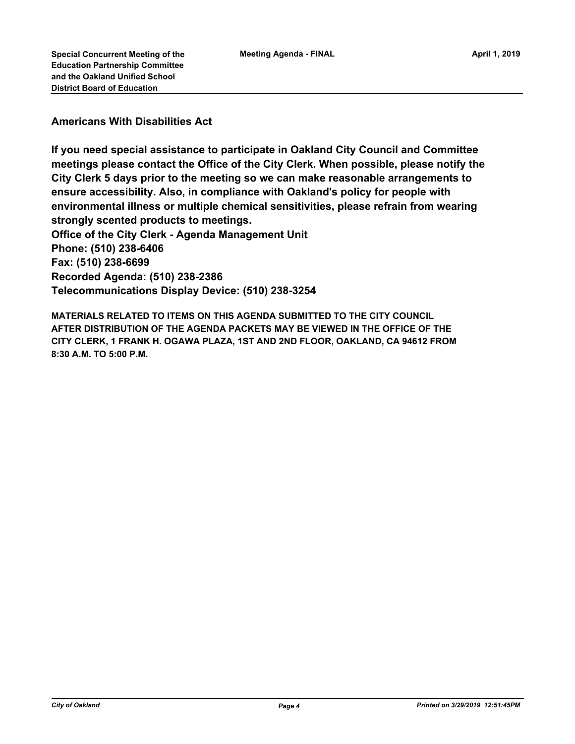**Americans With Disabilities Act**

**If you need special assistance to participate in Oakland City Council and Committee meetings please contact the Office of the City Clerk. When possible, please notify the City Clerk 5 days prior to the meeting so we can make reasonable arrangements to ensure accessibility. Also, in compliance with Oakland's policy for people with environmental illness or multiple chemical sensitivities, please refrain from wearing strongly scented products to meetings.**

**Office of the City Clerk - Agenda Management Unit**
**Phone: (510) 238-6406**
**Fax: (510) 238-6699**
**Recorded Agenda: (510) 238-2386**
**Telecommunications Display Device: (510) 238-3254**

**MATERIALS RELATED TO ITEMS ON THIS AGENDA SUBMITTED TO THE CITY COUNCIL AFTER DISTRIBUTION OF THE AGENDA PACKETS MAY BE VIEWED IN THE OFFICE OF THE CITY CLERK, 1 FRANK H. OGAWA PLAZA, 1ST AND 2ND FLOOR, OAKLAND, CA 94612 FROM 8:30 A.M. TO 5:00 P.M.**